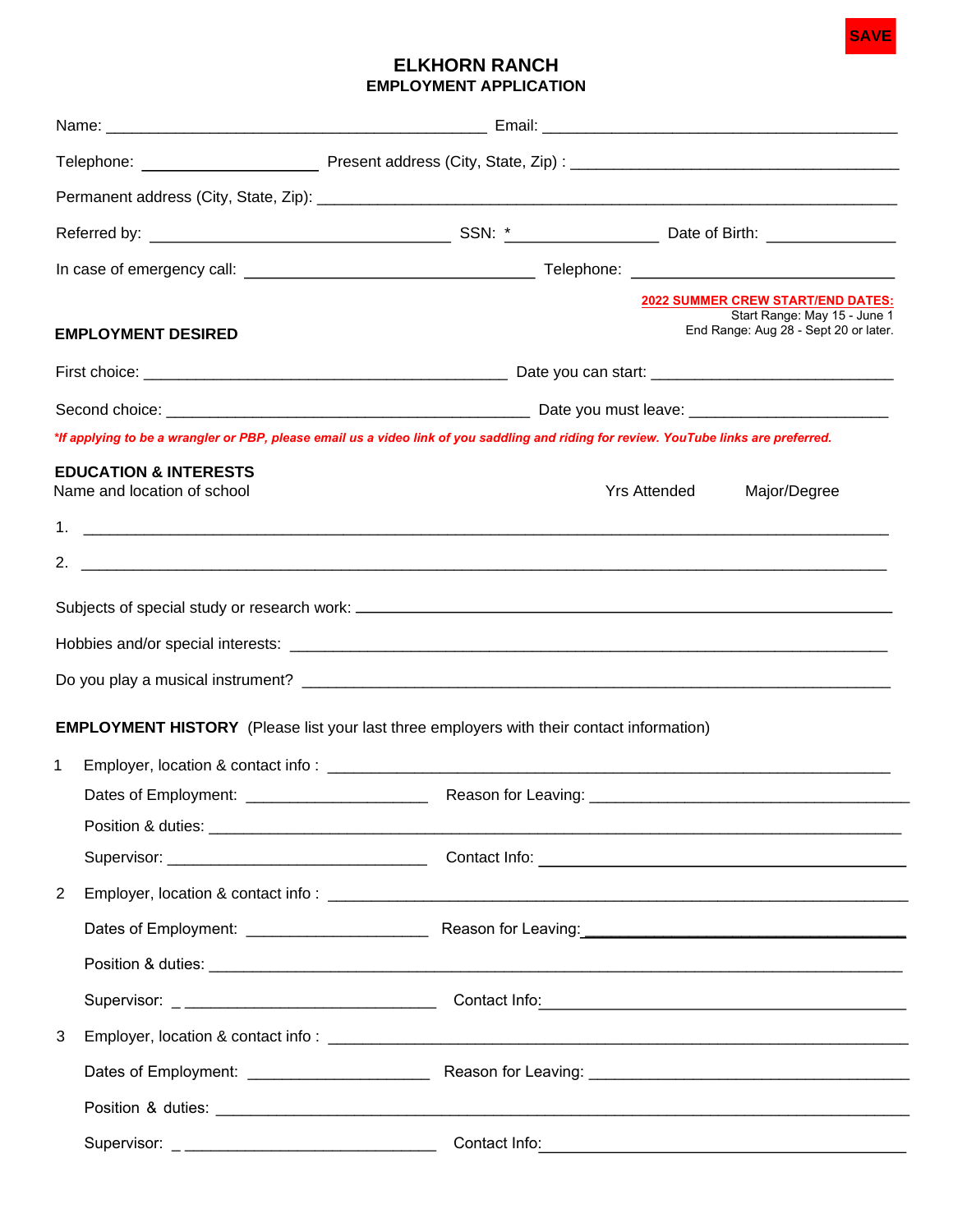SAVE

# ELKHORN RANCH
## EMPLOYMENT APPLICATION

Name: ___________________________________________ Email: ________________________________________

Telephone: ____________________ Present address (City, State, Zip) : _____________________________________

Permanent address (City, State, Zip): ________________________________________________________________

Referred by: __________________________________ SSN: * ________________ Date of Birth: ______________

In case of emergency call: _________________________________ Telephone: ____________________________

**2022 SUMMER CREW START/END DATES:**
Start Range: May 15 - June 1
End Range: Aug 28 - Sept 20 or later.

### EMPLOYMENT DESIRED

First choice: _________________________________________ Date you can start: ___________________________

Second choice: _________________________________________ Date you must leave: ______________________

***If applying to be a wrangler or PBP, please email us a video link of you saddling and riding for review. YouTube links are preferred.**

### EDUCATION & INTERESTS

Name and location of school Yrs Attended Major/Degree

1. _______________________________________________________________________________________

2. _______________________________________________________________________________________

Subjects of special study or research work: ____________________________________________________________

Hobbies and/or special interests: ___________________________________________________________________

Do you play a musical instrument? __________________________________________________________________

### EMPLOYMENT HISTORY (Please list your last three employers with their contact information)

1 Employer, location & contact info : ___________________________________________________________

Dates of Employment: ____________________ Reason for Leaving: __________________________________

Position & duties: ____________________________________________________________________________

Supervisor: _____________________________ Contact Info: ___________________________________________

2 Employer, location & contact info : ___________________________________________________________

Dates of Employment: ____________________ Reason for Leaving: __________________________________

Position & duties: ____________________________________________________________________________

Supervisor: _ _____________________________ Contact Info: _________________________________________

3 Employer, location & contact info : ___________________________________________________________

Dates of Employment: ____________________ Reason for Leaving: __________________________________

Position & duties: ____________________________________________________________________________

Supervisor: _ _____________________________ Contact Info: _________________________________________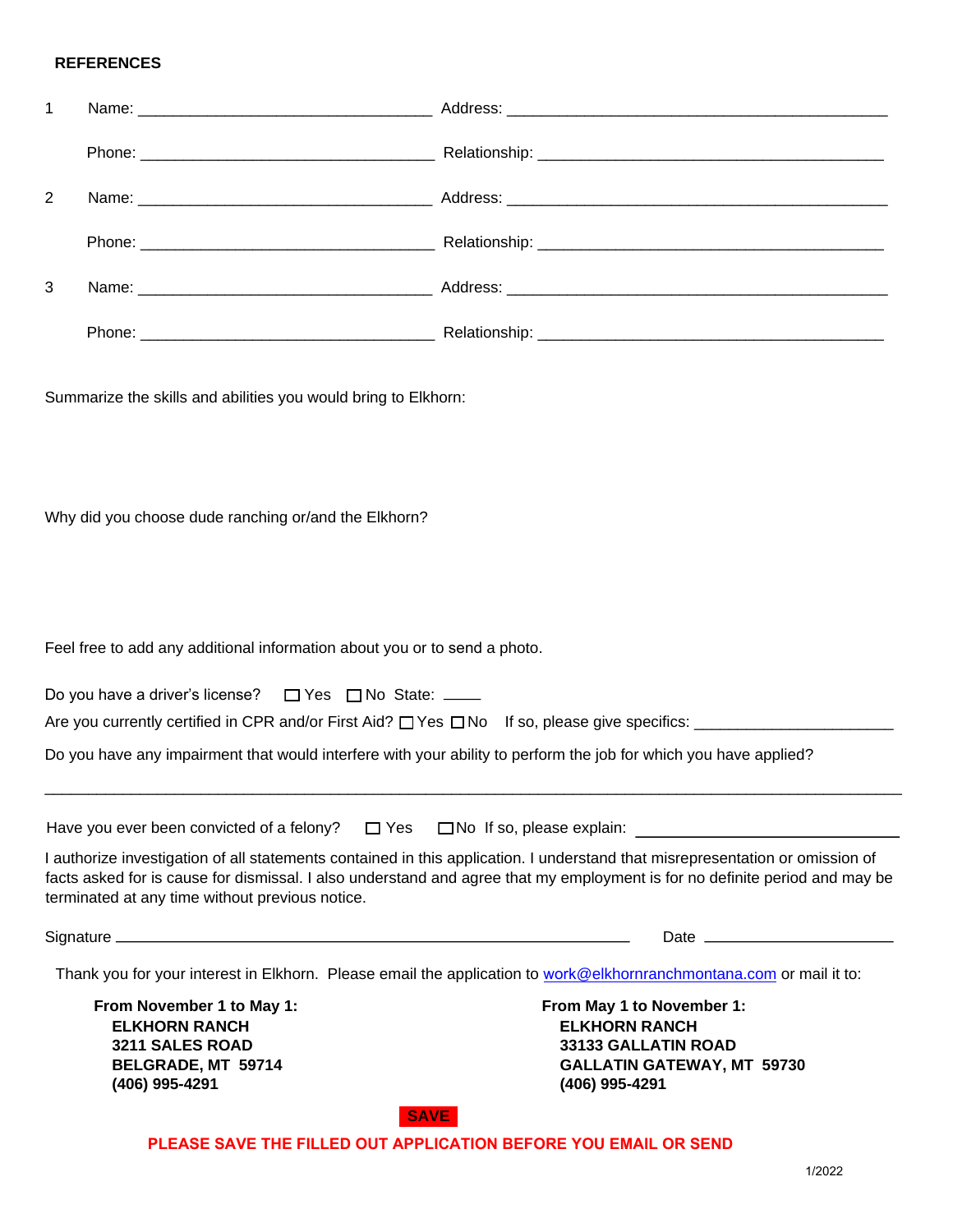**REFERENCES**

1 Name: ______________________________ Address: ________________________________________

Phone: ______________________________ Relationship: ____________________________________

2 Name: ______________________________ Address: ________________________________________

Phone: ______________________________ Relationship: ____________________________________

3 Name: ______________________________ Address: ________________________________________

Phone: ______________________________ Relationship: ____________________________________

Summarize the skills and abilities you would bring to Elkhorn:

Why did you choose dude ranching or/and the Elkhorn?

Feel free to add any additional information about you or to send a photo.

Do you have a driver's license? ☐ Yes ☐ No State: ____

Are you currently certified in CPR and/or First Aid? ☐ Yes ☐ No If so, please give specifics: ____________________

Do you have any impairment that would interfere with your ability to perform the job for which you have applied?

________________________________________________________________________________

Have you ever been convicted of a felony? ☐ Yes ☐ No If so, please explain: ________________________

I authorize investigation of all statements contained in this application. I understand that misrepresentation or omission of facts asked for is cause for dismissal. I also understand and agree that my employment is for no definite period and may be terminated at any time without previous notice.

Signature ______________________________________________________ Date ____________________

Thank you for your interest in Elkhorn. Please email the application to work@elkhornranchmontana.com or mail it to:

**From November 1 to May 1:**
**ELKHORN RANCH**
**3211 SALES ROAD**
**BELGRADE, MT 59714**
**(406) 995-4291**

**From May 1 to November 1:**
**ELKHORN RANCH**
**33133 GALLATIN ROAD**
**GALLATIN GATEWAY, MT 59730**
**(406) 995-4291**

**SAVE**

**PLEASE SAVE THE FILLED OUT APPLICATION BEFORE YOU EMAIL OR SEND**

1/2022